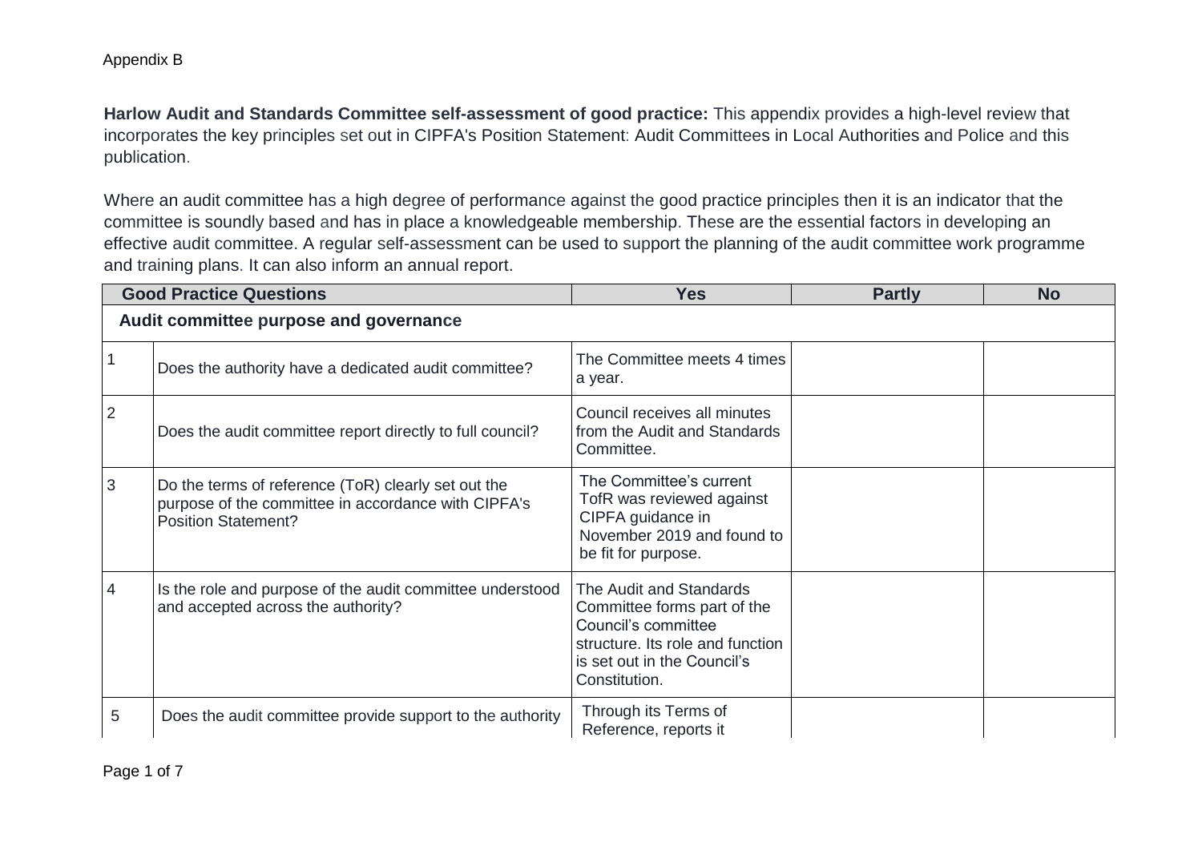Appendix B

**Harlow Audit and Standards Committee self-assessment of good practice:** This appendix provides a high-level review that incorporates the key principles set out in CIPFA's Position Statement: Audit Committees in Local Authorities and Police and this publication.

Where an audit committee has a high degree of performance against the good practice principles then it is an indicator that the committee is soundly based and has in place a knowledgeable membership. These are the essential factors in developing an effective audit committee. A regular self-assessment can be used to support the planning of the audit committee work programme and training plans. It can also inform an annual report.

| Good Practice Questions | | Yes | Partly | No |
|---|---|---|---|---|
| **Audit committee purpose and governance** | | | | |
| 1 | Does the authority have a dedicated audit committee? | The Committee meets 4 times a year. | | |
| 2 | Does the audit committee report directly to full council? | Council receives all minutes from the Audit and Standards Committee. | | |
| 3 | Do the terms of reference (ToR) clearly set out the purpose of the committee in accordance with CIPFA's Position Statement? | The Committee's current TofR was reviewed against CIPFA guidance in November 2019 and found to be fit for purpose. | | |
| 4 | Is the role and purpose of the audit committee understood and accepted across the authority? | The Audit and Standards Committee forms part of the Council's committee structure. Its role and function is set out in the Council's Constitution. | | |
| 5 | Does the audit committee provide support to the authority | Through its Terms of Reference, reports it | | |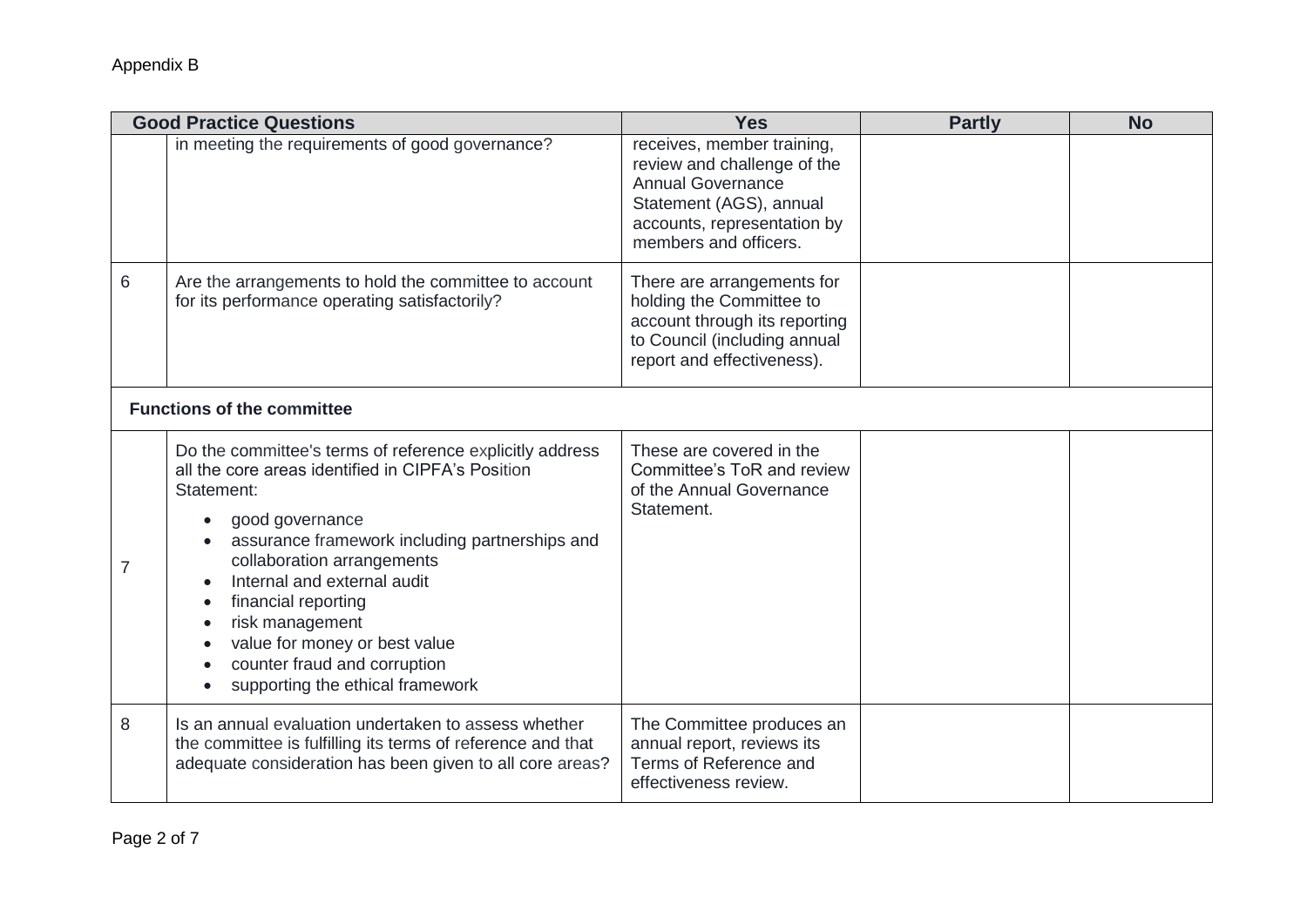Appendix B

| | Good Practice Questions | Yes | Partly | No |
|---|---|---|---|---|
| | in meeting the requirements of good governance? | receives, member training, review and challenge of the Annual Governance Statement (AGS), annual accounts, representation by members and officers. | | |
| 6 | Are the arrangements to hold the committee to account for its performance operating satisfactorily? | There are arrangements for holding the Committee to account through its reporting to Council (including annual report and effectiveness). | | |
| **Functions of the committee** | | | | |
| 7 | Do the committee's terms of reference explicitly address all the core areas identified in CIPFA's Position Statement:<br>• good governance<br>• assurance framework including partnerships and collaboration arrangements<br>• Internal and external audit<br>• financial reporting<br>• risk management<br>• value for money or best value<br>• counter fraud and corruption<br>• supporting the ethical framework | These are covered in the Committee's ToR and review of the Annual Governance Statement. | | |
| 8 | Is an annual evaluation undertaken to assess whether the committee is fulfilling its terms of reference and that adequate consideration has been given to all core areas? | The Committee produces an annual report, reviews its Terms of Reference and effectiveness review. | | |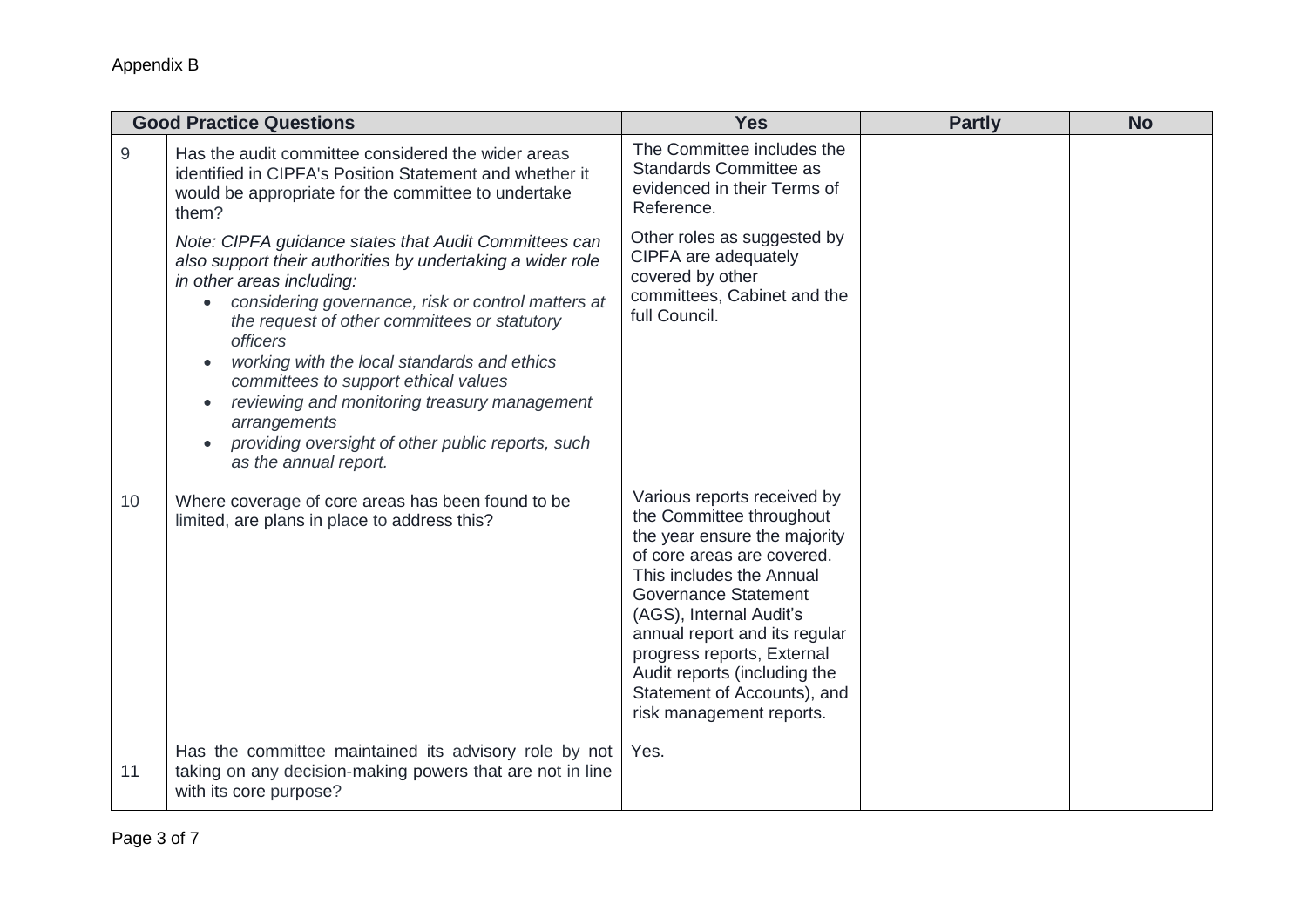Appendix B

| | Good Practice Questions | Yes | Partly | No |
|---|---|---|---|---|
| 9 | Has the audit committee considered the wider areas identified in CIPFA's Position Statement and whether it would be appropriate for the committee to undertake them?<br><br>*Note: CIPFA guidance states that Audit Committees can also support their authorities by undertaking a wider role in other areas including:*<br>• *considering governance, risk or control matters at the request of other committees or statutory officers*<br>• *working with the local standards and ethics committees to support ethical values*<br>• *reviewing and monitoring treasury management arrangements*<br>• *providing oversight of other public reports, such as the annual report.* | The Committee includes the Standards Committee as evidenced in their Terms of Reference.<br><br>Other roles as suggested by CIPFA are adequately covered by other committees, Cabinet and the full Council. | | |
| 10 | Where coverage of core areas has been found to be limited, are plans in place to address this? | Various reports received by the Committee throughout the year ensure the majority of core areas are covered. This includes the Annual Governance Statement (AGS), Internal Audit's annual report and its regular progress reports, External Audit reports (including the Statement of Accounts), and risk management reports. | | |
| 11 | Has the committee maintained its advisory role by not taking on any decision-making powers that are not in line with its core purpose? | Yes. | | |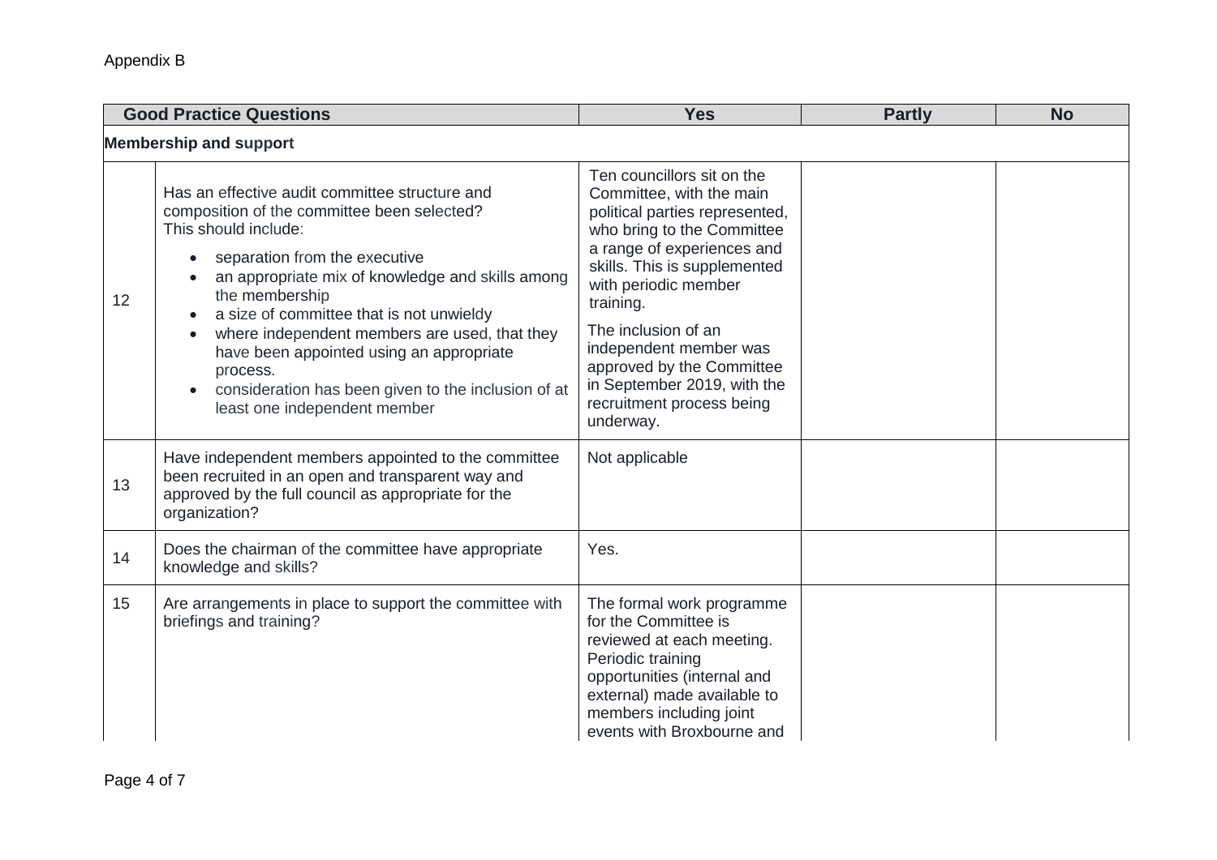Appendix B

| | Good Practice Questions | Yes | Partly | No |
|---|---|---|---|---|
| **Membership and support** | | | | |
| 12 | Has an effective audit committee structure and composition of the committee been selected? This should include:<br>• separation from the executive<br>• an appropriate mix of knowledge and skills among the membership<br>• a size of committee that is not unwieldy<br>• where independent members are used, that they have been appointed using an appropriate process.<br>• consideration has been given to the inclusion of at least one independent member | Ten councillors sit on the Committee, with the main political parties represented, who bring to the Committee a range of experiences and skills. This is supplemented with periodic member training.<br>The inclusion of an independent member was approved by the Committee in September 2019, with the recruitment process being underway. | | |
| 13 | Have independent members appointed to the committee been recruited in an open and transparent way and approved by the full council as appropriate for the organization? | Not applicable | | |
| 14 | Does the chairman of the committee have appropriate knowledge and skills? | Yes. | | |
| 15 | Are arrangements in place to support the committee with briefings and training? | The formal work programme for the Committee is reviewed at each meeting. Periodic training opportunities (internal and external) made available to members including joint events with Broxbourne and | | |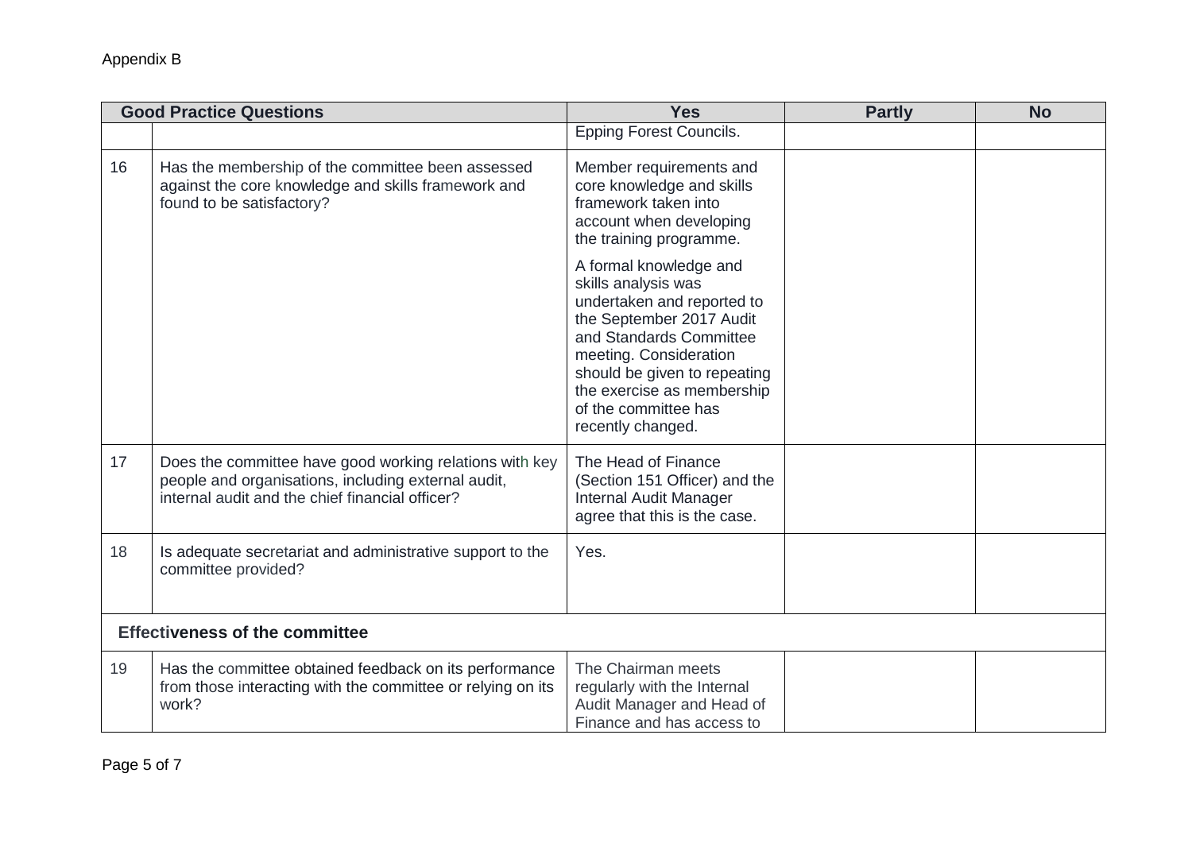Appendix B

| Good Practice Questions | | Yes | Partly | No |
|---|---|---|---|---|
| | | Epping Forest Councils. | | |
| 16 | Has the membership of the committee been assessed against the core knowledge and skills framework and found to be satisfactory? | Member requirements and core knowledge and skills framework taken into account when developing the training programme.<br><br>A formal knowledge and skills analysis was undertaken and reported to the September 2017 Audit and Standards Committee meeting. Consideration should be given to repeating the exercise as membership of the committee has recently changed. | | |
| 17 | Does the committee have good working relations with key people and organisations, including external audit, internal audit and the chief financial officer? | The Head of Finance (Section 151 Officer) and the Internal Audit Manager agree that this is the case. | | |
| 18 | Is adequate secretariat and administrative support to the committee provided? | Yes. | | |
| **Effectiveness of the committee** | | | | |
| 19 | Has the committee obtained feedback on its performance from those interacting with the committee or relying on its work? | The Chairman meets regularly with the Internal Audit Manager and Head of Finance and has access to | | |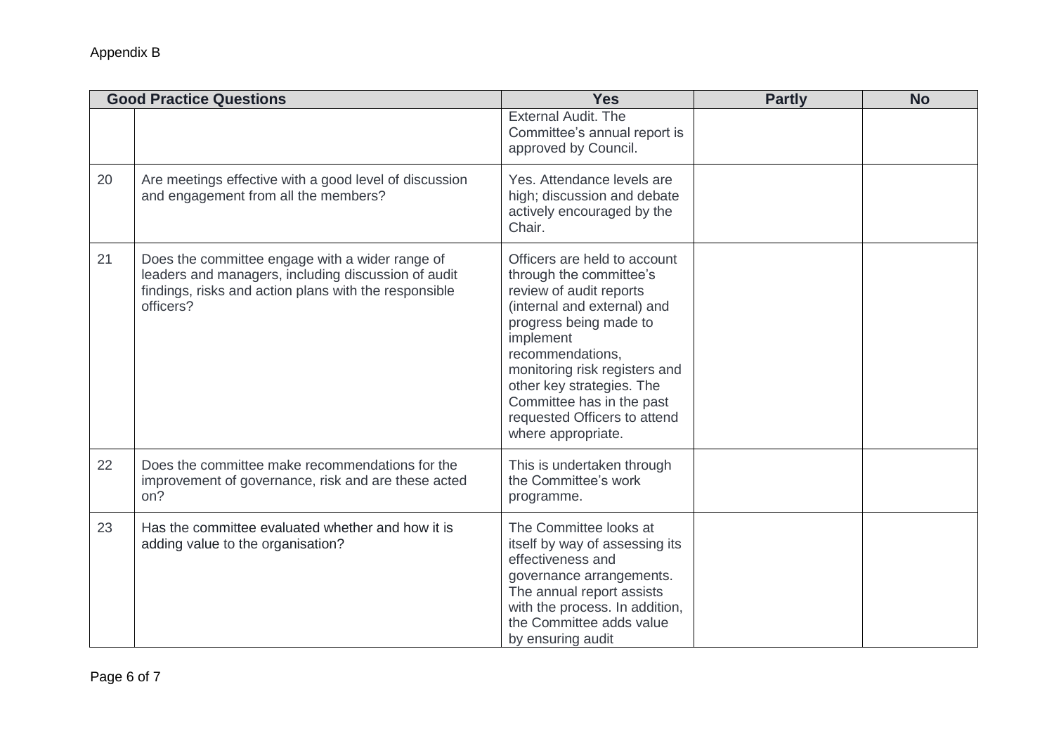Appendix B

| Good Practice Questions | | Yes | Partly | No |
|---|---|---|---|---|
| | | External Audit. The Committee's annual report is approved by Council. | | |
| 20 | Are meetings effective with a good level of discussion and engagement from all the members? | Yes. Attendance levels are high; discussion and debate actively encouraged by the Chair. | | |
| 21 | Does the committee engage with a wider range of leaders and managers, including discussion of audit findings, risks and action plans with the responsible officers? | Officers are held to account through the committee's review of audit reports (internal and external) and progress being made to implement recommendations, monitoring risk registers and other key strategies. The Committee has in the past requested Officers to attend where appropriate. | | |
| 22 | Does the committee make recommendations for the improvement of governance, risk and are these acted on? | This is undertaken through the Committee's work programme. | | |
| 23 | Has the committee evaluated whether and how it is adding value to the organisation? | The Committee looks at itself by way of assessing its effectiveness and governance arrangements. The annual report assists with the process. In addition, the Committee adds value by ensuring audit | | |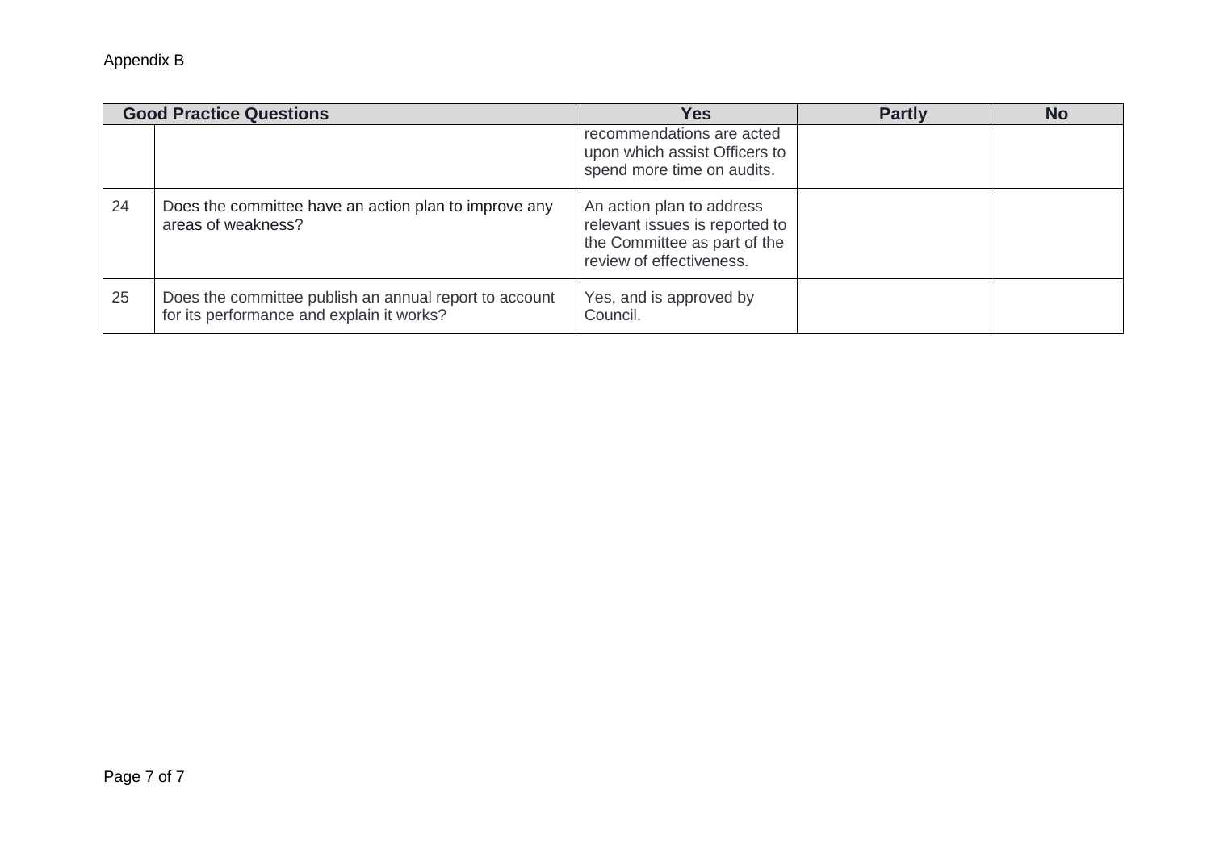Appendix B

| Good Practice Questions | | Yes | Partly | No |
|---|---|---|---|---|
| | | recommendations are acted upon which assist Officers to spend more time on audits. | | |
| 24 | Does the committee have an action plan to improve any areas of weakness? | An action plan to address relevant issues is reported to the Committee as part of the review of effectiveness. | | |
| 25 | Does the committee publish an annual report to account for its performance and explain it works? | Yes, and is approved by Council. | | |